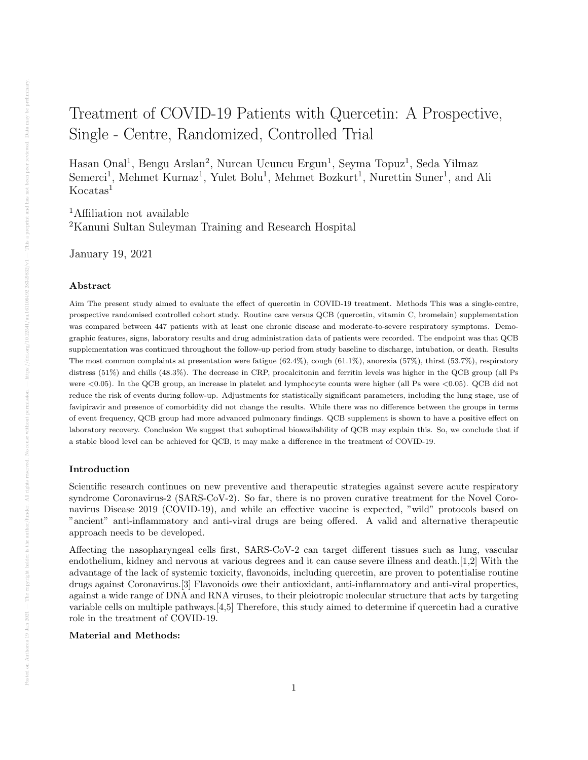# Treatment of COVID-19 Patients with Quercetin: A Prospective, Single - Centre, Randomized, Controlled Trial

Hasan Onal[1], Bengu Arslan[2], Nurcan Ucuncu Ergun[1], Seyma Topuz[1], Seda Yilmaz Semerci[1], Mehmet Kurnaz[1], Yulet Bolu[1], Mehmet Bozkurt[1], Nurettin Suner[1], and Ali Kocatas[1]

[1]Affiliation not available

[2]Kanuni Sultan Suleyman Training and Research Hospital

January 19, 2021

### Abstract

Aim The present study aimed to evaluate the effect of quercetin in COVID-19 treatment. Methods This was a single-centre, prospective randomised controlled cohort study. Routine care versus QCB (quercetin, vitamin C, bromelain) supplementation was compared between 447 patients with at least one chronic disease and moderate-to-severe respiratory symptoms. Demographic features, signs, laboratory results and drug administration data of patients were recorded. The endpoint was that QCB supplementation was continued throughout the follow-up period from study baseline to discharge, intubation, or death. Results The most common complaints at presentation were fatigue (62.4%), cough (61.1%), anorexia (57%), thirst (53.7%), respiratory distress (51%) and chills (48.3%). The decrease in CRP, procalcitonin and ferritin levels was higher in the QCB group (all Ps were $<0.05$). In the QCB group, an increase in platelet and lymphocyte counts were higher (all Ps were $<0.05$). QCB did not reduce the risk of events during follow-up. Adjustments for statistically significant parameters, including the lung stage, use of favipiravir and presence of comorbidity did not change the results. While there was no difference between the groups in terms of event frequency, QCB group had more advanced pulmonary findings. QCB supplement is shown to have a positive effect on laboratory recovery. Conclusion We suggest that suboptimal bioavailability of QCB may explain this. So, we conclude that if a stable blood level can be achieved for QCB, it may make a difference in the treatment of COVID-19.

### Introduction

Scientific research continues on new preventive and therapeutic strategies against severe acute respiratory syndrome Coronavirus-2 (SARS-CoV-2). So far, there is no proven curative treatment for the Novel Coronavirus Disease 2019 (COVID-19), and while an effective vaccine is expected, "wild" protocols based on "ancient" anti-inflammatory and anti-viral drugs are being offered. A valid and alternative therapeutic approach needs to be developed.

Affecting the nasopharyngeal cells first, SARS-CoV-2 can target different tissues such as lung, vascular endothelium, kidney and nervous at various degrees and it can cause severe illness and death.[1,2] With the advantage of the lack of systemic toxicity, flavonoids, including quercetin, are proven to potentialise routine drugs against Coronavirus.[3] Flavonoids owe their antioxidant, anti-inflammatory and anti-viral properties, against a wide range of DNA and RNA viruses, to their pleiotropic molecular structure that acts by targeting variable cells on multiple pathways.[4,5] Therefore, this study aimed to determine if quercetin had a curative role in the treatment of COVID-19.

### Material and Methods: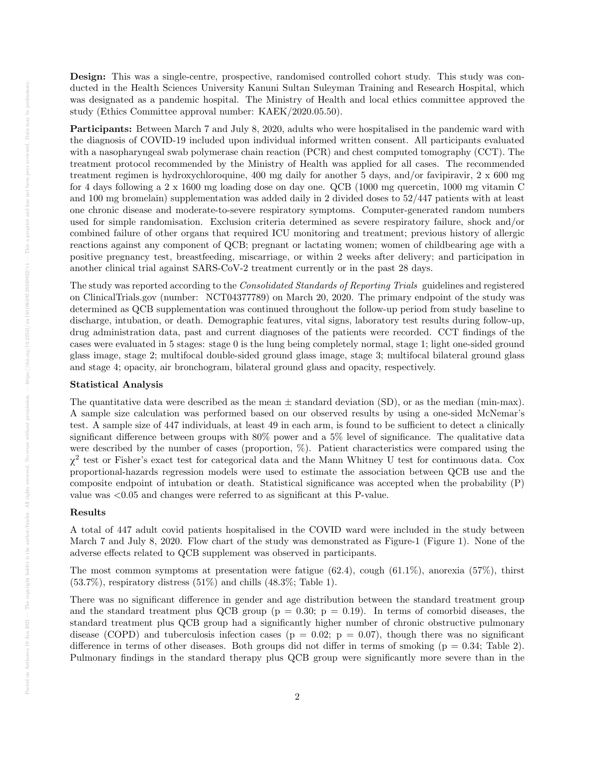**Design:** This was a single-centre, prospective, randomised controlled cohort study. This study was conducted in the Health Sciences University Kanuni Sultan Suleyman Training and Research Hospital, which was designated as a pandemic hospital. The Ministry of Health and local ethics committee approved the study (Ethics Committee approval number: KAEK/2020.05.50).

**Participants:** Between March 7 and July 8, 2020, adults who were hospitalised in the pandemic ward with the diagnosis of COVID-19 included upon individual informed written consent. All participants evaluated with a nasopharyngeal swab polymerase chain reaction (PCR) and chest computed tomography (CCT). The treatment protocol recommended by the Ministry of Health was applied for all cases. The recommended treatment regimen is hydroxychloroquine, 400 mg daily for another 5 days, and/or favipiravir, 2 x 600 mg for 4 days following a 2 x 1600 mg loading dose on day one. QCB (1000 mg quercetin, 1000 mg vitamin C and 100 mg bromelain) supplementation was added daily in 2 divided doses to 52/447 patients with at least one chronic disease and moderate-to-severe respiratory symptoms. Computer-generated random numbers used for simple randomisation. Exclusion criteria determined as severe respiratory failure, shock and/or combined failure of other organs that required ICU monitoring and treatment; previous history of allergic reactions against any component of QCB; pregnant or lactating women; women of childbearing age with a positive pregnancy test, breastfeeding, miscarriage, or within 2 weeks after delivery; and participation in another clinical trial against SARS-CoV-2 treatment currently or in the past 28 days.

The study was reported according to the *Consolidated Standards of Reporting Trials* guidelines and registered on ClinicalTrials.gov (number: NCT04377789) on March 20, 2020. The primary endpoint of the study was determined as QCB supplementation was continued throughout the follow-up period from study baseline to discharge, intubation, or death. Demographic features, vital signs, laboratory test results during follow-up, drug administration data, past and current diagnoses of the patients were recorded. CCT findings of the cases were evaluated in 5 stages: stage 0 is the lung being completely normal, stage 1; light one-sided ground glass image, stage 2; multifocal double-sided ground glass image, stage 3; multifocal bilateral ground glass and stage 4; opacity, air bronchogram, bilateral ground glass and opacity, respectively.

### Statistical Analysis

The quantitative data were described as the mean ± standard deviation (SD), or as the median (min-max). A sample size calculation was performed based on our observed results by using a one-sided McNemar's test. A sample size of 447 individuals, at least 49 in each arm, is found to be sufficient to detect a clinically significant difference between groups with 80% power and a 5% level of significance. The qualitative data were described by the number of cases (proportion, %). Patient characteristics were compared using the $\chi^2$ test or Fisher's exact test for categorical data and the Mann Whitney U test for continuous data. Cox proportional-hazards regression models were used to estimate the association between QCB use and the composite endpoint of intubation or death. Statistical significance was accepted when the probability (P) value was <0.05 and changes were referred to as significant at this P-value.

### Results

A total of 447 adult covid patients hospitalised in the COVID ward were included in the study between March 7 and July 8, 2020. Flow chart of the study was demonstrated as Figure-1 (Figure 1). None of the adverse effects related to QCB supplement was observed in participants.

The most common symptoms at presentation were fatigue (62.4), cough (61.1%), anorexia (57%), thirst (53.7%), respiratory distress (51%) and chills (48.3%; Table 1).

There was no significant difference in gender and age distribution between the standard treatment group and the standard treatment plus QCB group (p = 0.30; p = 0.19). In terms of comorbid diseases, the standard treatment plus QCB group had a significantly higher number of chronic obstructive pulmonary disease (COPD) and tuberculosis infection cases (p = 0.02; p = 0.07), though there was no significant difference in terms of other diseases. Both groups did not differ in terms of smoking (p = 0.34; Table 2). Pulmonary findings in the standard therapy plus QCB group were significantly more severe than in the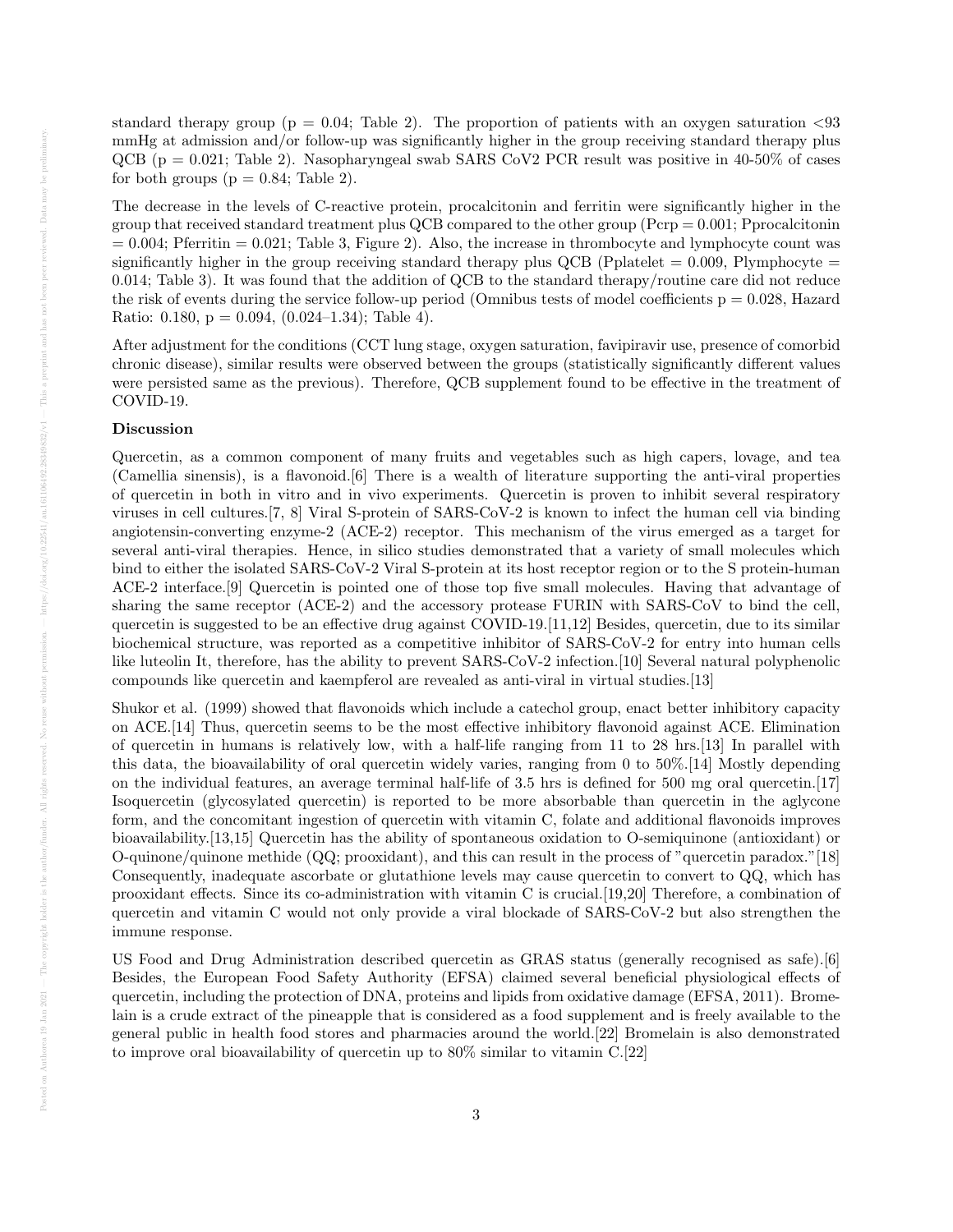standard therapy group ($p = 0.04$; Table 2). The proportion of patients with an oxygen saturation <93 mmHg at admission and/or follow-up was significantly higher in the group receiving standard therapy plus QCB ($p = 0.021$; Table 2). Nasopharyngeal swab SARS CoV2 PCR result was positive in 40-50% of cases for both groups ($p = 0.84$; Table 2).

The decrease in the levels of C-reactive protein, procalcitonin and ferritin were significantly higher in the group that received standard treatment plus QCB compared to the other group ($P_{crp} = 0.001$; $P_{procalcitonin} = 0.004$; $P_{ferritin} = 0.021$; Table 3, Figure 2). Also, the increase in thrombocyte and lymphocyte count was significantly higher in the group receiving standard therapy plus QCB ($P_{platelet} = 0.009$, $P_{lymphocyte} = 0.014$; Table 3). It was found that the addition of QCB to the standard therapy/routine care did not reduce the risk of events during the service follow-up period (Omnibus tests of model coefficients $p = 0.028$, Hazard Ratio: 0.180, $p = 0.094$, (0.024–1.34); Table 4).

After adjustment for the conditions (CCT lung stage, oxygen saturation, favipiravir use, presence of comorbid chronic disease), similar results were observed between the groups (statistically significantly different values were persisted same as the previous). Therefore, QCB supplement found to be effective in the treatment of COVID-19.

**Discussion**

Quercetin, as a common component of many fruits and vegetables such as high capers, lovage, and tea (Camellia sinensis), is a flavonoid.[6] There is a wealth of literature supporting the anti-viral properties of quercetin in both in vitro and in vivo experiments. Quercetin is proven to inhibit several respiratory viruses in cell cultures.[7, 8] Viral S-protein of SARS-CoV-2 is known to infect the human cell via binding angiotensin-converting enzyme-2 (ACE-2) receptor. This mechanism of the virus emerged as a target for several anti-viral therapies. Hence, in silico studies demonstrated that a variety of small molecules which bind to either the isolated SARS-CoV-2 Viral S-protein at its host receptor region or to the S protein-human ACE-2 interface.[9] Quercetin is pointed one of those top five small molecules. Having that advantage of sharing the same receptor (ACE-2) and the accessory protease FURIN with SARS-CoV to bind the cell, quercetin is suggested to be an effective drug against COVID-19.[11,12] Besides, quercetin, due to its similar biochemical structure, was reported as a competitive inhibitor of SARS-CoV-2 for entry into human cells like luteolin It, therefore, has the ability to prevent SARS-CoV-2 infection.[10] Several natural polyphenolic compounds like quercetin and kaempferol are revealed as anti-viral in virtual studies.[13]

Shukor et al. (1999) showed that flavonoids which include a catechol group, enact better inhibitory capacity on ACE.[14] Thus, quercetin seems to be the most effective inhibitory flavonoid against ACE. Elimination of quercetin in humans is relatively low, with a half-life ranging from 11 to 28 hrs.[13] In parallel with this data, the bioavailability of oral quercetin widely varies, ranging from 0 to 50%.[14] Mostly depending on the individual features, an average terminal half-life of 3.5 hrs is defined for 500 mg oral quercetin.[17] Isoquercetin (glycosylated quercetin) is reported to be more absorbable than quercetin in the aglycone form, and the concomitant ingestion of quercetin with vitamin C, folate and additional flavonoids improves bioavailability.[13,15] Quercetin has the ability of spontaneous oxidation to O-semiquinone (antioxidant) or O-quinone/quinone methide (QQ; prooxidant), and this can result in the process of "quercetin paradox."[18] Consequently, inadequate ascorbate or glutathione levels may cause quercetin to convert to QQ, which has prooxidant effects. Since its co-administration with vitamin C is crucial.[19,20] Therefore, a combination of quercetin and vitamin C would not only provide a viral blockade of SARS-CoV-2 but also strengthen the immune response.

US Food and Drug Administration described quercetin as GRAS status (generally recognised as safe).[6] Besides, the European Food Safety Authority (EFSA) claimed several beneficial physiological effects of quercetin, including the protection of DNA, proteins and lipids from oxidative damage (EFSA, 2011). Bromelain is a crude extract of the pineapple that is considered as a food supplement and is freely available to the general public in health food stores and pharmacies around the world.[22] Bromelain is also demonstrated to improve oral bioavailability of quercetin up to 80% similar to vitamin C.[22]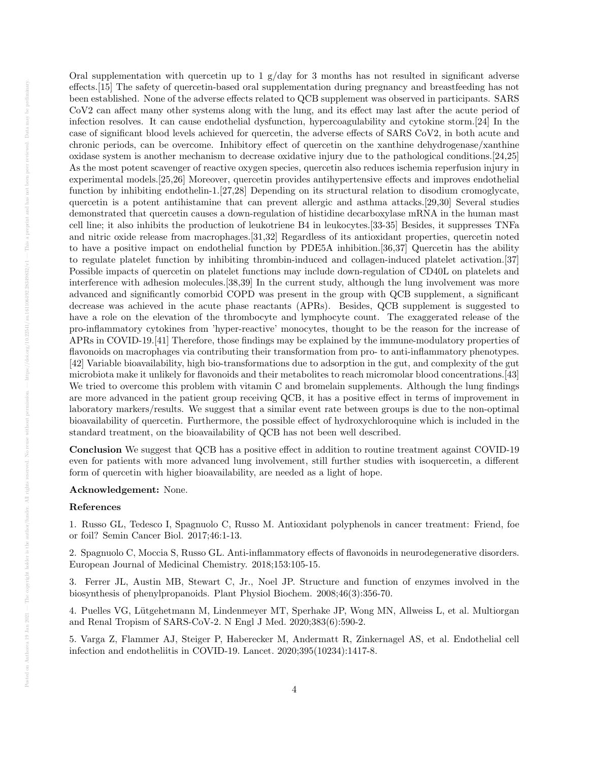Oral supplementation with quercetin up to 1 g/day for 3 months has not resulted in significant adverse effects.[15] The safety of quercetin-based oral supplementation during pregnancy and breastfeeding has not been established. None of the adverse effects related to QCB supplement was observed in participants. SARS CoV2 can affect many other systems along with the lung, and its effect may last after the acute period of infection resolves. It can cause endothelial dysfunction, hypercoagulability and cytokine storm.[24] In the case of significant blood levels achieved for quercetin, the adverse effects of SARS CoV2, in both acute and chronic periods, can be overcome. Inhibitory effect of quercetin on the xanthine dehydrogenase/xanthine oxidase system is another mechanism to decrease oxidative injury due to the pathological conditions.[24,25] As the most potent scavenger of reactive oxygen species, quercetin also reduces ischemia reperfusion injury in experimental models.[25,26] Moreover, quercetin provides antihypertensive effects and improves endothelial function by inhibiting endothelin-1.[27,28] Depending on its structural relation to disodium cromoglycate, quercetin is a potent antihistamine that can prevent allergic and asthma attacks.[29,30] Several studies demonstrated that quercetin causes a down-regulation of histidine decarboxylase mRNA in the human mast cell line; it also inhibits the production of leukotriene B4 in leukocytes.[33-35] Besides, it suppresses TNFa and nitric oxide release from macrophages.[31,32] Regardless of its antioxidant properties, quercetin noted to have a positive impact on endothelial function by PDE5A inhibition.[36,37] Quercetin has the ability to regulate platelet function by inhibiting thrombin-induced and collagen-induced platelet activation.[37] Possible impacts of quercetin on platelet functions may include down-regulation of CD40L on platelets and interference with adhesion molecules.[38,39] In the current study, although the lung involvement was more advanced and significantly comorbid COPD was present in the group with QCB supplement, a significant decrease was achieved in the acute phase reactants (APRs). Besides, QCB supplement is suggested to have a role on the elevation of the thrombocyte and lymphocyte count. The exaggerated release of the pro-inflammatory cytokines from 'hyper-reactive' monocytes, thought to be the reason for the increase of APRs in COVID-19.[41] Therefore, those findings may be explained by the immune-modulatory properties of flavonoids on macrophages via contributing their transformation from pro- to anti-inflammatory phenotypes.[42] Variable bioavailability, high bio-transformations due to adsorption in the gut, and complexity of the gut microbiota make it unlikely for flavonoids and their metabolites to reach micromolar blood concentrations.[43] We tried to overcome this problem with vitamin C and bromelain supplements. Although the lung findings are more advanced in the patient group receiving QCB, it has a positive effect in terms of improvement in laboratory markers/results. We suggest that a similar event rate between groups is due to the non-optimal bioavailability of quercetin. Furthermore, the possible effect of hydroxychloroquine which is included in the standard treatment, on the bioavailability of QCB has not been well described.

**Conclusion** We suggest that QCB has a positive effect in addition to routine treatment against COVID-19 even for patients with more advanced lung involvement, still further studies with isoquercetin, a different form of quercetin with higher bioavailability, are needed as a light of hope.

**Acknowledgement:** None.

**References**

1. Russo GL, Tedesco I, Spagnuolo C, Russo M. Antioxidant polyphenols in cancer treatment: Friend, foe or foil? Semin Cancer Biol. 2017;46:1-13.

2. Spagnuolo C, Moccia S, Russo GL. Anti-inflammatory effects of flavonoids in neurodegenerative disorders. European Journal of Medicinal Chemistry. 2018;153:105-15.

3. Ferrer JL, Austin MB, Stewart C, Jr., Noel JP. Structure and function of enzymes involved in the biosynthesis of phenylpropanoids. Plant Physiol Biochem. 2008;46(3):356-70.

4. Puelles VG, Lütgehetmann M, Lindenmeyer MT, Sperhake JP, Wong MN, Allweiss L, et al. Multiorgan and Renal Tropism of SARS-CoV-2. N Engl J Med. 2020;383(6):590-2.

5. Varga Z, Flammer AJ, Steiger P, Haberecker M, Andermatt R, Zinkernagel AS, et al. Endothelial cell infection and endotheliitis in COVID-19. Lancet. 2020;395(10234):1417-8.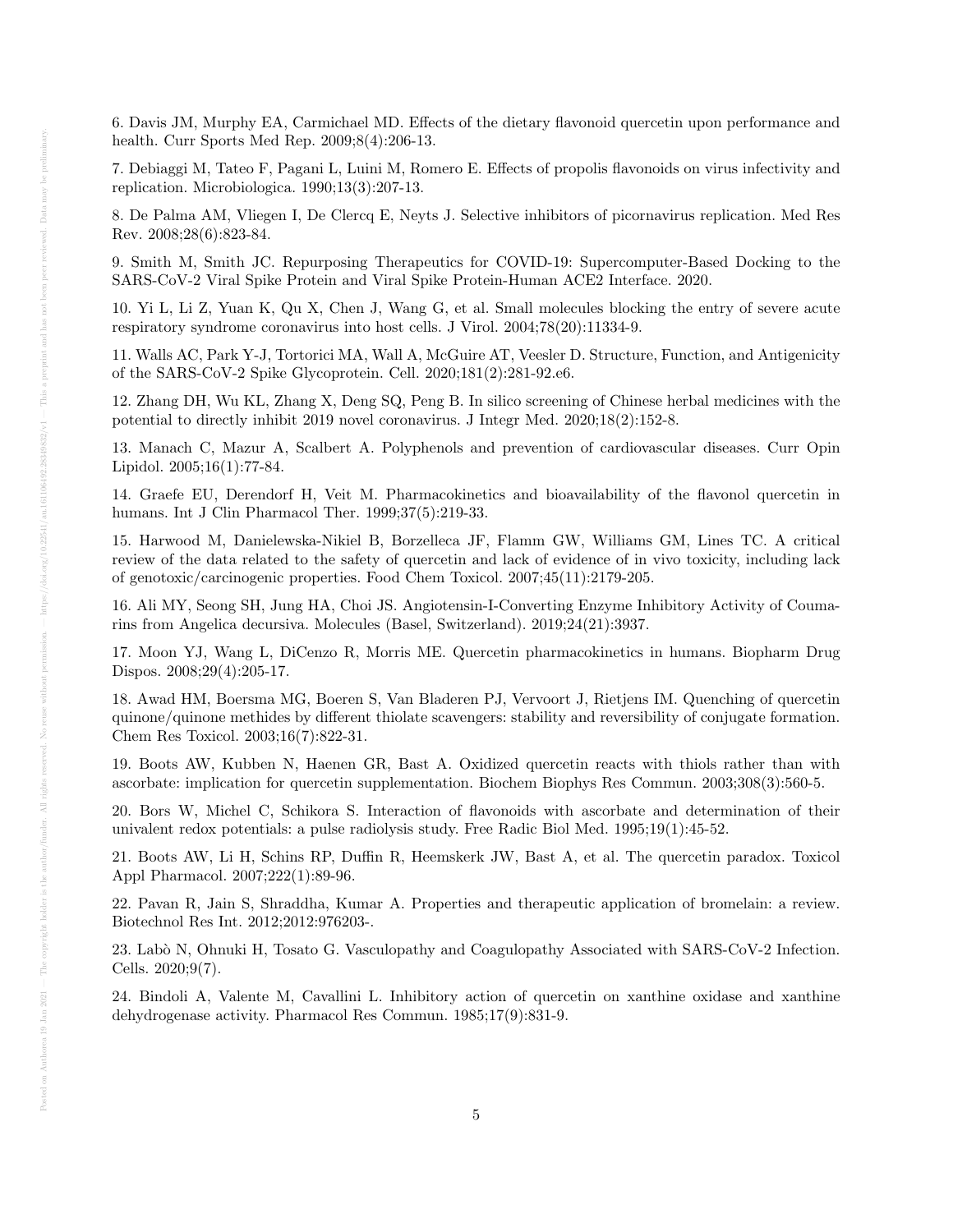6. Davis JM, Murphy EA, Carmichael MD. Effects of the dietary flavonoid quercetin upon performance and health. Curr Sports Med Rep. 2009;8(4):206-13.

7. Debiaggi M, Tateo F, Pagani L, Luini M, Romero E. Effects of propolis flavonoids on virus infectivity and replication. Microbiologica. 1990;13(3):207-13.

8. De Palma AM, Vliegen I, De Clercq E, Neyts J. Selective inhibitors of picornavirus replication. Med Res Rev. 2008;28(6):823-84.

9. Smith M, Smith JC. Repurposing Therapeutics for COVID-19: Supercomputer-Based Docking to the SARS-CoV-2 Viral Spike Protein and Viral Spike Protein-Human ACE2 Interface. 2020.

10. Yi L, Li Z, Yuan K, Qu X, Chen J, Wang G, et al. Small molecules blocking the entry of severe acute respiratory syndrome coronavirus into host cells. J Virol. 2004;78(20):11334-9.

11. Walls AC, Park Y-J, Tortorici MA, Wall A, McGuire AT, Veesler D. Structure, Function, and Antigenicity of the SARS-CoV-2 Spike Glycoprotein. Cell. 2020;181(2):281-92.e6.

12. Zhang DH, Wu KL, Zhang X, Deng SQ, Peng B. In silico screening of Chinese herbal medicines with the potential to directly inhibit 2019 novel coronavirus. J Integr Med. 2020;18(2):152-8.

13. Manach C, Mazur A, Scalbert A. Polyphenols and prevention of cardiovascular diseases. Curr Opin Lipidol. 2005;16(1):77-84.

14. Graefe EU, Derendorf H, Veit M. Pharmacokinetics and bioavailability of the flavonol quercetin in humans. Int J Clin Pharmacol Ther. 1999;37(5):219-33.

15. Harwood M, Danielewska-Nikiel B, Borzelleca JF, Flamm GW, Williams GM, Lines TC. A critical review of the data related to the safety of quercetin and lack of evidence of in vivo toxicity, including lack of genotoxic/carcinogenic properties. Food Chem Toxicol. 2007;45(11):2179-205.

16. Ali MY, Seong SH, Jung HA, Choi JS. Angiotensin-I-Converting Enzyme Inhibitory Activity of Coumarins from Angelica decursiva. Molecules (Basel, Switzerland). 2019;24(21):3937.

17. Moon YJ, Wang L, DiCenzo R, Morris ME. Quercetin pharmacokinetics in humans. Biopharm Drug Dispos. 2008;29(4):205-17.

18. Awad HM, Boersma MG, Boeren S, Van Bladeren PJ, Vervoort J, Rietjens IM. Quenching of quercetin quinone/quinone methides by different thiolate scavengers: stability and reversibility of conjugate formation. Chem Res Toxicol. 2003;16(7):822-31.

19. Boots AW, Kubben N, Haenen GR, Bast A. Oxidized quercetin reacts with thiols rather than with ascorbate: implication for quercetin supplementation. Biochem Biophys Res Commun. 2003;308(3):560-5.

20. Bors W, Michel C, Schikora S. Interaction of flavonoids with ascorbate and determination of their univalent redox potentials: a pulse radiolysis study. Free Radic Biol Med. 1995;19(1):45-52.

21. Boots AW, Li H, Schins RP, Duffin R, Heemskerk JW, Bast A, et al. The quercetin paradox. Toxicol Appl Pharmacol. 2007;222(1):89-96.

22. Pavan R, Jain S, Shraddha, Kumar A. Properties and therapeutic application of bromelain: a review. Biotechnol Res Int. 2012;2012:976203-.

23. Labò N, Ohnuki H, Tosato G. Vasculopathy and Coagulopathy Associated with SARS-CoV-2 Infection. Cells. 2020;9(7).

24. Bindoli A, Valente M, Cavallini L. Inhibitory action of quercetin on xanthine oxidase and xanthine dehydrogenase activity. Pharmacol Res Commun. 1985;17(9):831-9.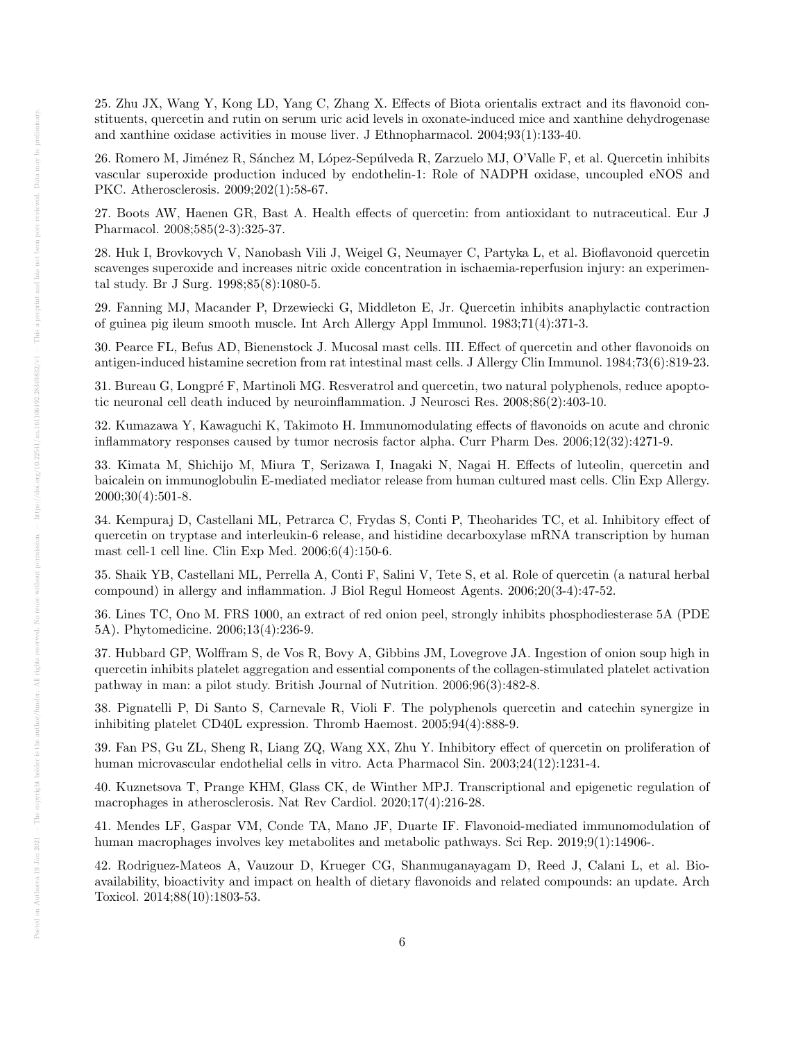25. Zhu JX, Wang Y, Kong LD, Yang C, Zhang X. Effects of Biota orientalis extract and its flavonoid constituents, quercetin and rutin on serum uric acid levels in oxonate-induced mice and xanthine dehydrogenase and xanthine oxidase activities in mouse liver. J Ethnopharmacol. 2004;93(1):133-40.

26. Romero M, Jiménez R, Sánchez M, López-Sepúlveda R, Zarzuelo MJ, O'Valle F, et al. Quercetin inhibits vascular superoxide production induced by endothelin-1: Role of NADPH oxidase, uncoupled eNOS and PKC. Atherosclerosis. 2009;202(1):58-67.

27. Boots AW, Haenen GR, Bast A. Health effects of quercetin: from antioxidant to nutraceutical. Eur J Pharmacol. 2008;585(2-3):325-37.

28. Huk I, Brovkovych V, Nanobash Vili J, Weigel G, Neumayer C, Partyka L, et al. Bioflavonoid quercetin scavenges superoxide and increases nitric oxide concentration in ischaemia-reperfusion injury: an experimental study. Br J Surg. 1998;85(8):1080-5.

29. Fanning MJ, Macander P, Drzewiecki G, Middleton E, Jr. Quercetin inhibits anaphylactic contraction of guinea pig ileum smooth muscle. Int Arch Allergy Appl Immunol. 1983;71(4):371-3.

30. Pearce FL, Befus AD, Bienenstock J. Mucosal mast cells. III. Effect of quercetin and other flavonoids on antigen-induced histamine secretion from rat intestinal mast cells. J Allergy Clin Immunol. 1984;73(6):819-23.

31. Bureau G, Longpré F, Martinoli MG. Resveratrol and quercetin, two natural polyphenols, reduce apoptotic neuronal cell death induced by neuroinflammation. J Neurosci Res. 2008;86(2):403-10.

32. Kumazawa Y, Kawaguchi K, Takimoto H. Immunomodulating effects of flavonoids on acute and chronic inflammatory responses caused by tumor necrosis factor alpha. Curr Pharm Des. 2006;12(32):4271-9.

33. Kimata M, Shichijo M, Miura T, Serizawa I, Inagaki N, Nagai H. Effects of luteolin, quercetin and baicalein on immunoglobulin E-mediated mediator release from human cultured mast cells. Clin Exp Allergy. 2000;30(4):501-8.

34. Kempuraj D, Castellani ML, Petrarca C, Frydas S, Conti P, Theoharides TC, et al. Inhibitory effect of quercetin on tryptase and interleukin-6 release, and histidine decarboxylase mRNA transcription by human mast cell-1 cell line. Clin Exp Med. 2006;6(4):150-6.

35. Shaik YB, Castellani ML, Perrella A, Conti F, Salini V, Tete S, et al. Role of quercetin (a natural herbal compound) in allergy and inflammation. J Biol Regul Homeost Agents. 2006;20(3-4):47-52.

36. Lines TC, Ono M. FRS 1000, an extract of red onion peel, strongly inhibits phosphodiesterase 5A (PDE 5A). Phytomedicine. 2006;13(4):236-9.

37. Hubbard GP, Wolffram S, de Vos R, Bovy A, Gibbins JM, Lovegrove JA. Ingestion of onion soup high in quercetin inhibits platelet aggregation and essential components of the collagen-stimulated platelet activation pathway in man: a pilot study. British Journal of Nutrition. 2006;96(3):482-8.

38. Pignatelli P, Di Santo S, Carnevale R, Violi F. The polyphenols quercetin and catechin synergize in inhibiting platelet CD40L expression. Thromb Haemost. 2005;94(4):888-9.

39. Fan PS, Gu ZL, Sheng R, Liang ZQ, Wang XX, Zhu Y. Inhibitory effect of quercetin on proliferation of human microvascular endothelial cells in vitro. Acta Pharmacol Sin. 2003;24(12):1231-4.

40. Kuznetsova T, Prange KHM, Glass CK, de Winther MPJ. Transcriptional and epigenetic regulation of macrophages in atherosclerosis. Nat Rev Cardiol. 2020;17(4):216-28.

41. Mendes LF, Gaspar VM, Conde TA, Mano JF, Duarte IF. Flavonoid-mediated immunomodulation of human macrophages involves key metabolites and metabolic pathways. Sci Rep. 2019;9(1):14906-.

42. Rodriguez-Mateos A, Vauzour D, Krueger CG, Shanmuganayagam D, Reed J, Calani L, et al. Bioavailability, bioactivity and impact on health of dietary flavonoids and related compounds: an update. Arch Toxicol. 2014;88(10):1803-53.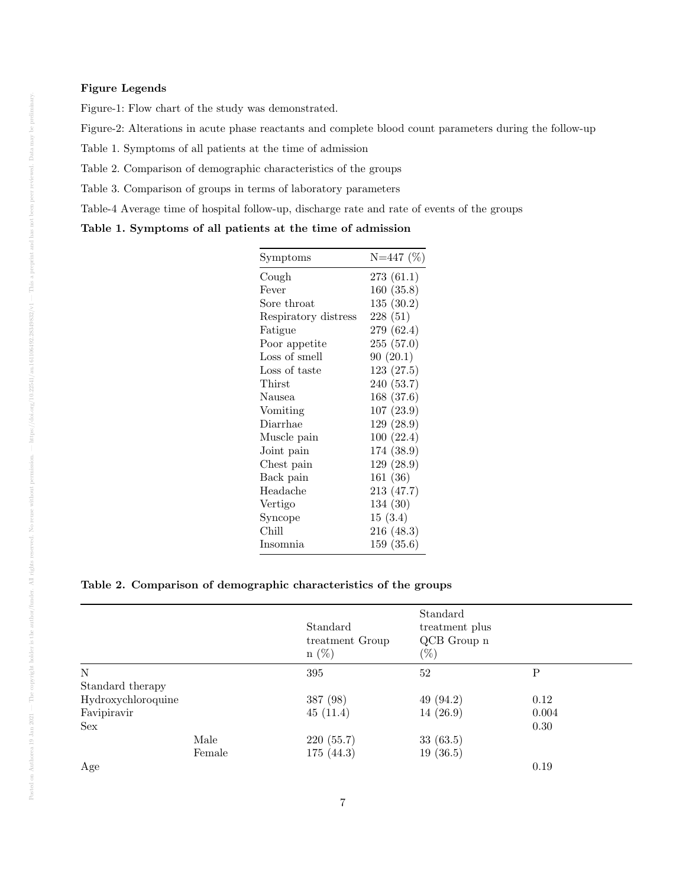**Figure Legends**

Figure-1: Flow chart of the study was demonstrated.

Figure-2: Alterations in acute phase reactants and complete blood count parameters during the follow-up

Table 1. Symptoms of all patients at the time of admission

Table 2. Comparison of demographic characteristics of the groups

Table 3. Comparison of groups in terms of laboratory parameters

Table-4 Average time of hospital follow-up, discharge rate and rate of events of the groups

**Table 1. Symptoms of all patients at the time of admission**

| Symptoms | N=447 (%) |
|---|---|
| Cough | 273 (61.1) |
| Fever | 160 (35.8) |
| Sore throat | 135 (30.2) |
| Respiratory distress | 228 (51) |
| Fatigue | 279 (62.4) |
| Poor appetite | 255 (57.0) |
| Loss of smell | 90 (20.1) |
| Loss of taste | 123 (27.5) |
| Thirst | 240 (53.7) |
| Nausea | 168 (37.6) |
| Vomiting | 107 (23.9) |
| Diarrhae | 129 (28.9) |
| Muscle pain | 100 (22.4) |
| Joint pain | 174 (38.9) |
| Chest pain | 129 (28.9) |
| Back pain | 161 (36) |
| Headache | 213 (47.7) |
| Vertigo | 134 (30) |
| Syncope | 15 (3.4) |
| Chill | 216 (48.3) |
| Insomnia | 159 (35.6) |

**Table 2. Comparison of demographic characteristics of the groups**

| | | Standard treatment Group n (%) | Standard treatment plus QCB Group n (%) | |
|---|---|---|---|---|
| N | | 395 | 52 | P |
| Standard therapy | | | | |
| Hydroxychloroquine | | 387 (98) | 49 (94.2) | 0.12 |
| Favipiravir | | 45 (11.4) | 14 (26.9) | 0.004 |
| Sex | | | | 0.30 |
| | Male | 220 (55.7) | 33 (63.5) | |
| | Female | 175 (44.3) | 19 (36.5) | |
| Age | | | | 0.19 |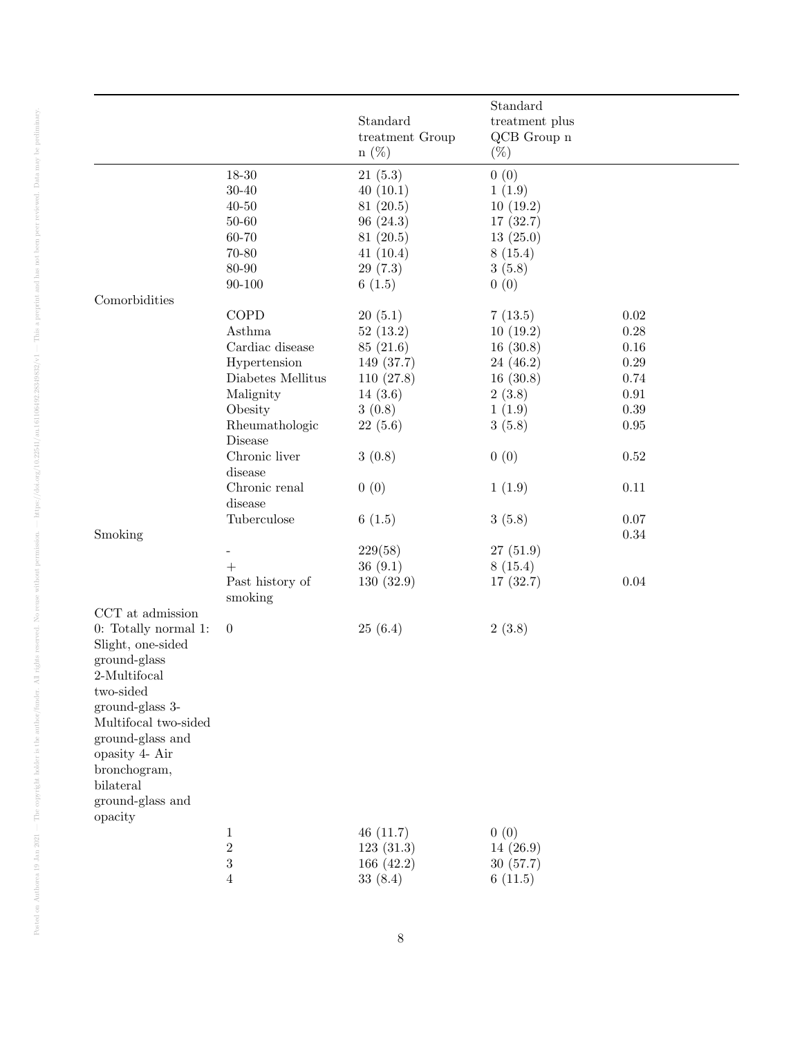| | | Standard treatment Group n (%) | Standard treatment plus QCB Group n (%) | |
|---|---|---|---|---|
| | 18-30 | 21 (5.3) | 0 (0) | |
| | 30-40 | 40 (10.1) | 1 (1.9) | |
| | 40-50 | 81 (20.5) | 10 (19.2) | |
| | 50-60 | 96 (24.3) | 17 (32.7) | |
| | 60-70 | 81 (20.5) | 13 (25.0) | |
| | 70-80 | 41 (10.4) | 8 (15.4) | |
| | 80-90 | 29 (7.3) | 3 (5.8) | |
| | 90-100 | 6 (1.5) | 0 (0) | |
| Comorbidities | | | | |
| | COPD | 20 (5.1) | 7 (13.5) | 0.02 |
| | Asthma | 52 (13.2) | 10 (19.2) | 0.28 |
| | Cardiac disease | 85 (21.6) | 16 (30.8) | 0.16 |
| | Hypertension | 149 (37.7) | 24 (46.2) | 0.29 |
| | Diabetes Mellitus | 110 (27.8) | 16 (30.8) | 0.74 |
| | Malignity | 14 (3.6) | 2 (3.8) | 0.91 |
| | Obesity | 3 (0.8) | 1 (1.9) | 0.39 |
| | Rheumathologic Disease | 22 (5.6) | 3 (5.8) | 0.95 |
| | Chronic liver disease | 3 (0.8) | 0 (0) | 0.52 |
| | Chronic renal disease | 0 (0) | 1 (1.9) | 0.11 |
| | Tuberculose | 6 (1.5) | 3 (5.8) | 0.07 |
| Smoking | | | | 0.34 |
| | - | 229(58) | 27 (51.9) | |
| | + | 36 (9.1) | 8 (15.4) | |
| | Past history of smoking | 130 (32.9) | 17 (32.7) | 0.04 |
| CCT at admission | | | | |
| 0: Totally normal 1: Slight, one-sided ground-glass 2-Multifocal two-sided ground-glass 3- Multifocal two-sided ground-glass and opasity 4- Air bronchogram, bilateral ground-glass and opacity | 0 | 25 (6.4) | 2 (3.8) | |
| | 1 | 46 (11.7) | 0 (0) | |
| | 2 | 123 (31.3) | 14 (26.9) | |
| | 3 | 166 (42.2) | 30 (57.7) | |
| | 4 | 33 (8.4) | 6 (11.5) | |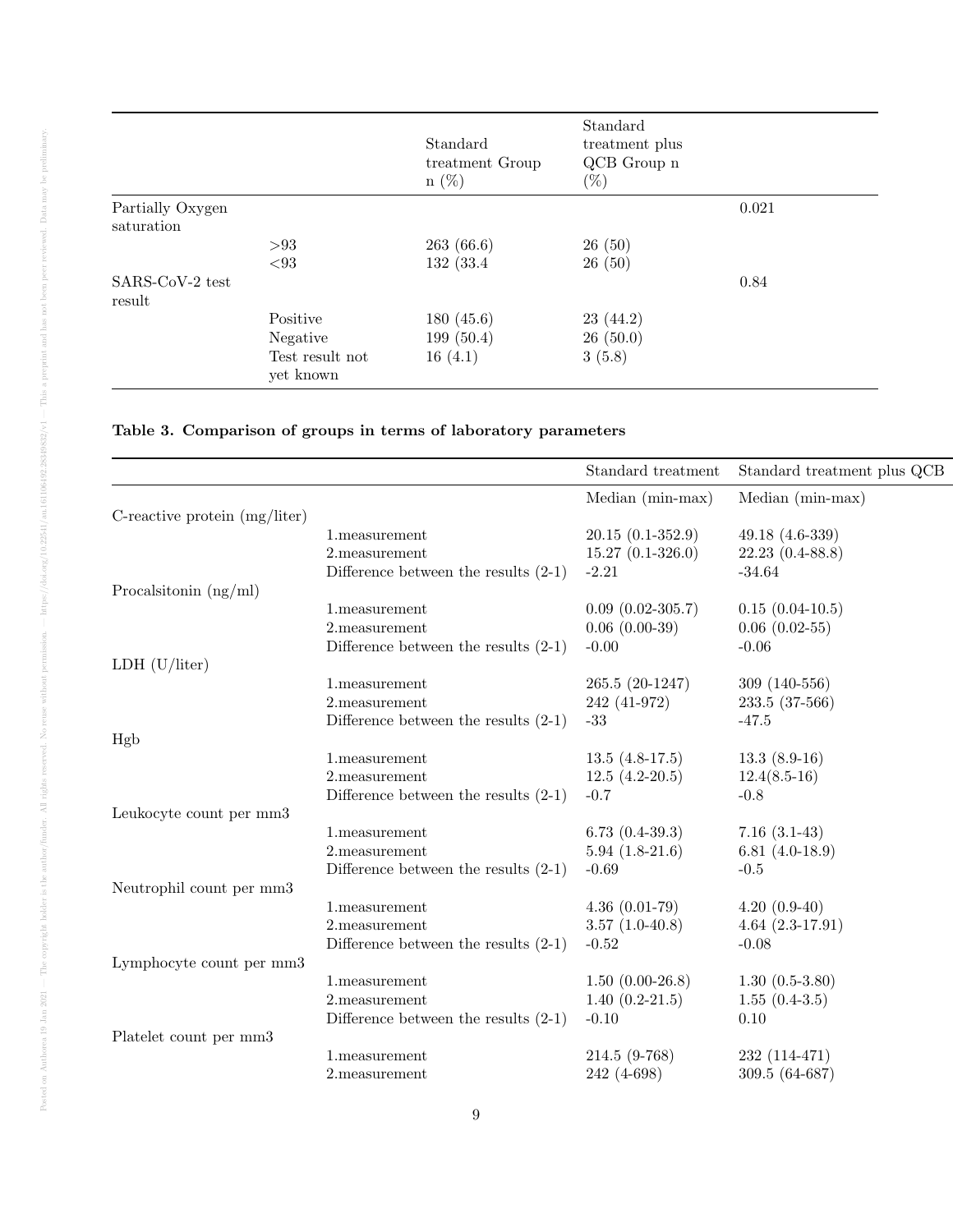| | | Standard treatment Group n (%) | Standard treatment plus QCB Group n (%) | |
|---|---|---|---|---|
| Partially Oxygen saturation | | | | 0.021 |
| | >93 | 263 (66.6) | 26 (50) | |
| | <93 | 132 (33.4 | 26 (50) | |
| SARS-CoV-2 test result | | | | 0.84 |
| | Positive | 180 (45.6) | 23 (44.2) | |
| | Negative | 199 (50.4) | 26 (50.0) | |
| | Test result not yet known | 16 (4.1) | 3 (5.8) | |

**Table 3. Comparison of groups in terms of laboratory parameters**

| | | Standard treatment | Standard treatment plus QCB |
|---|---|---|---|
| | | Median (min-max) | Median (min-max) |
| C-reactive protein (mg/liter) | | | |
| | 1.measurement | 20.15 (0.1-352.9) | 49.18 (4.6-339) |
| | 2.measurement | 15.27 (0.1-326.0) | 22.23 (0.4-88.8) |
| | Difference between the results (2-1) | -2.21 | -34.64 |
| Procalsitonin (ng/ml) | | | |
| | 1.measurement | 0.09 (0.02-305.7) | 0.15 (0.04-10.5) |
| | 2.measurement | 0.06 (0.00-39) | 0.06 (0.02-55) |
| | Difference between the results (2-1) | -0.00 | -0.06 |
| LDH (U/liter) | | | |
| | 1.measurement | 265.5 (20-1247) | 309 (140-556) |
| | 2.measurement | 242 (41-972) | 233.5 (37-566) |
| | Difference between the results (2-1) | -33 | -47.5 |
| Hgb | | | |
| | 1.measurement | 13.5 (4.8-17.5) | 13.3 (8.9-16) |
| | 2.measurement | 12.5 (4.2-20.5) | 12.4(8.5-16) |
| | Difference between the results (2-1) | -0.7 | -0.8 |
| Leukocyte count per mm3 | | | |
| | 1.measurement | 6.73 (0.4-39.3) | 7.16 (3.1-43) |
| | 2.measurement | 5.94 (1.8-21.6) | 6.81 (4.0-18.9) |
| | Difference between the results (2-1) | -0.69 | -0.5 |
| Neutrophil count per mm3 | | | |
| | 1.measurement | 4.36 (0.01-79) | 4.20 (0.9-40) |
| | 2.measurement | 3.57 (1.0-40.8) | 4.64 (2.3-17.91) |
| | Difference between the results (2-1) | -0.52 | -0.08 |
| Lymphocyte count per mm3 | | | |
| | 1.measurement | 1.50 (0.00-26.8) | 1.30 (0.5-3.80) |
| | 2.measurement | 1.40 (0.2-21.5) | 1.55 (0.4-3.5) |
| | Difference between the results (2-1) | -0.10 | 0.10 |
| Platelet count per mm3 | | | |
| | 1.measurement | 214.5 (9-768) | 232 (114-471) |
| | 2.measurement | 242 (4-698) | 309.5 (64-687) |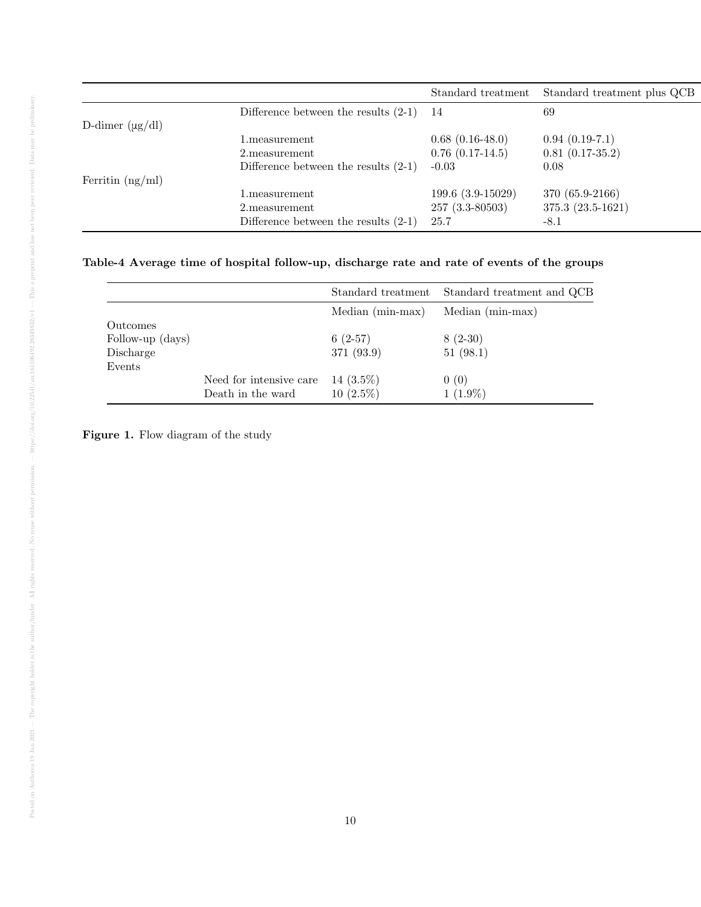| | | Standard treatment | Standard treatment plus QCB |
|---|---|---|---|
| | Difference between the results (2-1) | 14 | 69 |
| D-dimer (µg/dl) | | | |
| | 1.measurement | 0.68 (0.16-48.0) | 0.94 (0.19-7.1) |
| | 2.measurement | 0.76 (0.17-14.5) | 0.81 (0.17-35.2) |
| | Difference between the results (2-1) | -0.03 | 0.08 |
| Ferritin (ng/ml) | | | |
| | 1.measurement | 199.6 (3.9-15029) | 370 (65.9-2166) |
| | 2.measurement | 257 (3.3-80503) | 375.3 (23.5-1621) |
| | Difference between the results (2-1) | 25.7 | -8.1 |

**Table-4 Average time of hospital follow-up, discharge rate and rate of events of the groups**

| | | Standard treatment | Standard treatment and QCB |
|---|---|---|---|
| | | Median (min-max) | Median (min-max) |
| Outcomes | | | |
| Follow-up (days) | | 6 (2-57) | 8 (2-30) |
| Discharge | | 371 (93.9) | 51 (98.1) |
| Events | | | |
| | Need for intensive care | 14 (3.5%) | 0 (0) |
| | Death in the ward | 10 (2.5%) | 1 (1.9%) |

**Figure 1.** Flow diagram of the study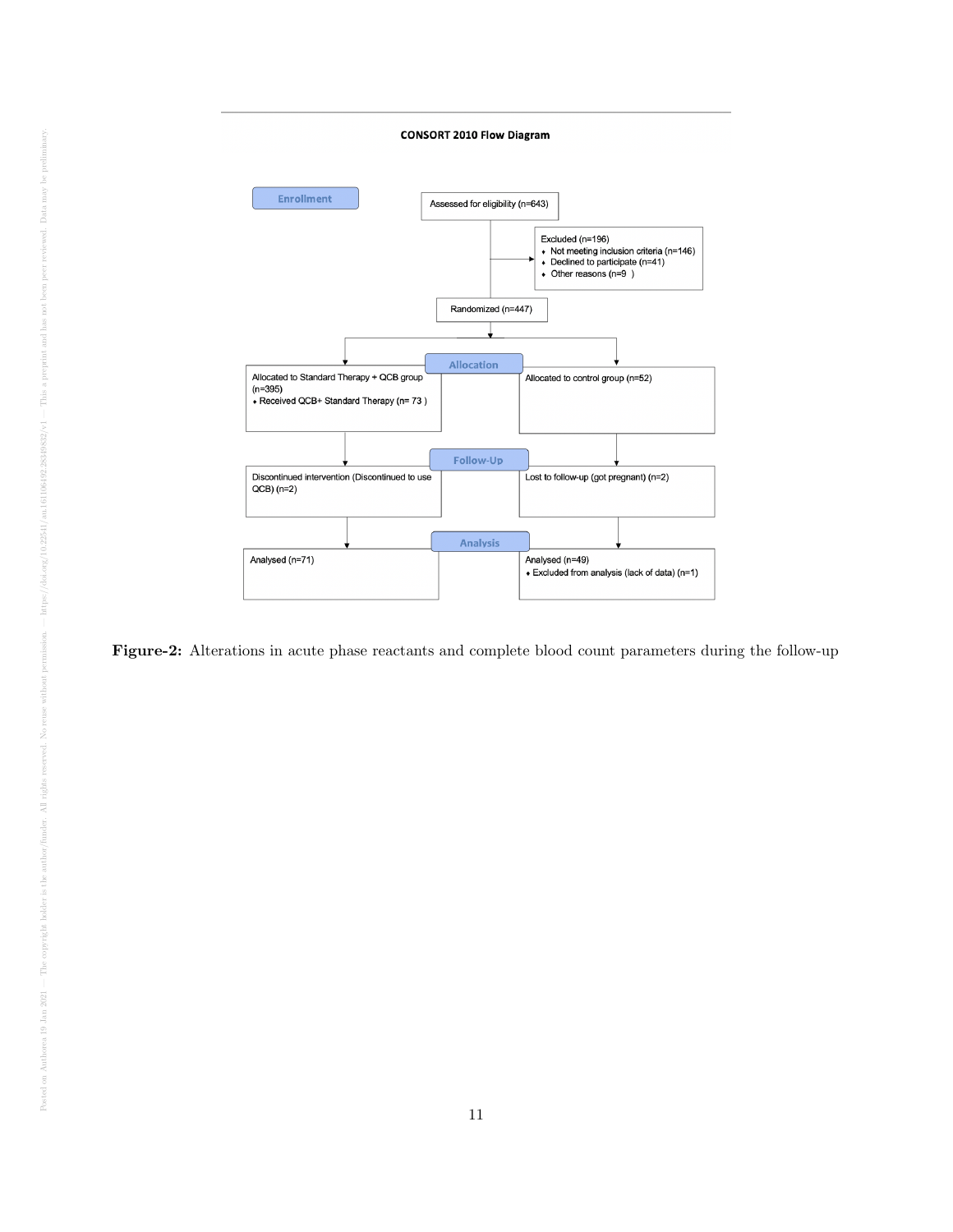**CONSORT 2010 Flow Diagram**

**Enrollment**

Assessed for eligibility (n=643)

Excluded (n=196)
- Not meeting inclusion criteria (n=146)
- Declined to participate (n=41)
- Other reasons (n=9 )

Randomized (n=447)

**Allocation**

Allocated to Standard Therapy + QCB group (n=395)
- Received QCB+ Standard Therapy (n= 73 )

Allocated to control group (n=52)

**Follow-Up**

Discontinued intervention (Discontinued to use QCB) (n=2)

Lost to follow-up (got pregnant) (n=2)

**Analysis**

Analysed (n=71)

Analysed (n=49)
- Excluded from analysis (lack of data) (n=1)

**Figure-2:** Alterations in acute phase reactants and complete blood count parameters during the follow-up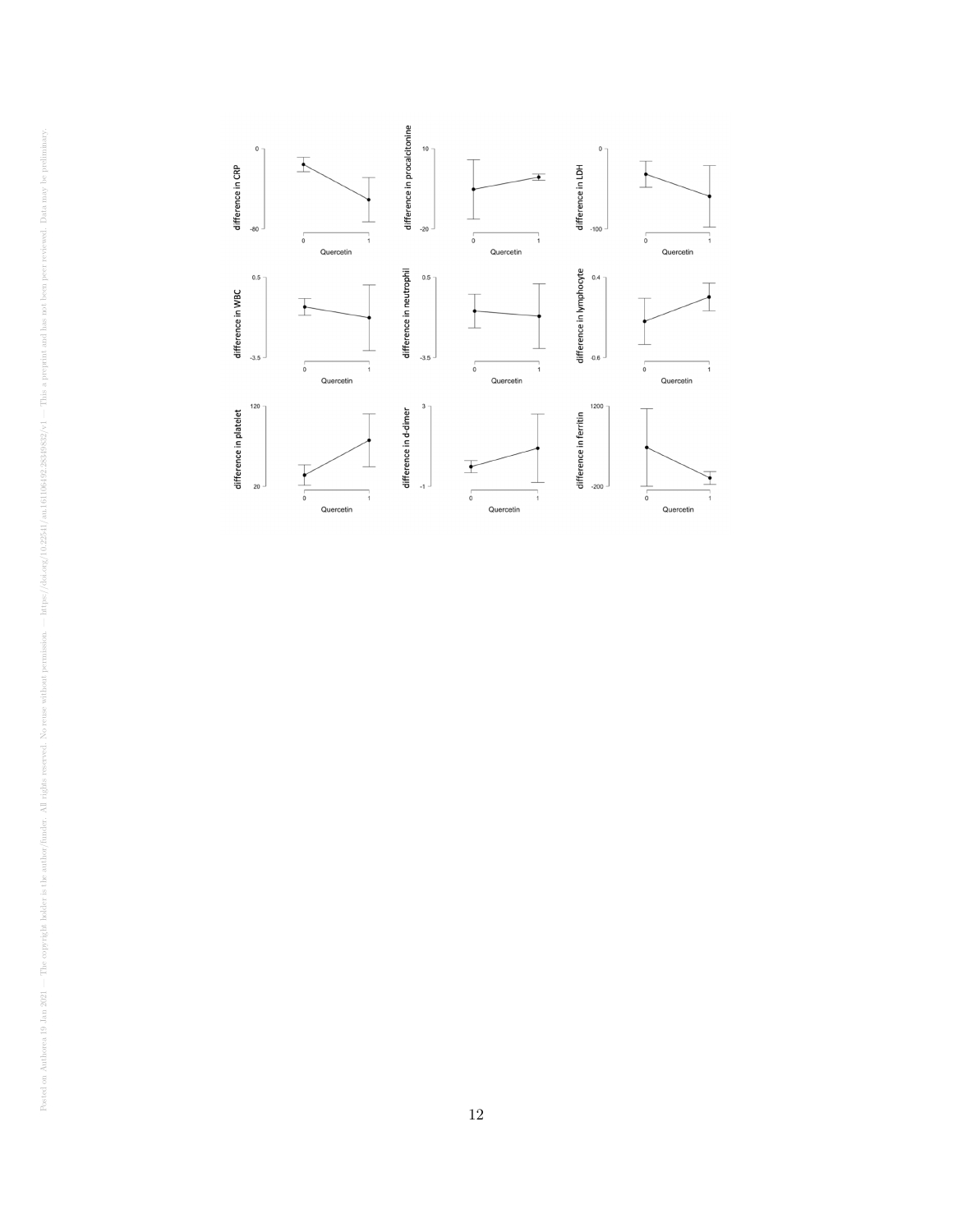difference in CRP
0
-80
0
1
Quercetin

difference in procalcitonine
10
-20
0
1
Quercetin

difference in LDH
0
-100
0
1
Quercetin

difference in WBC
0.5
-3.5
0
1
Quercetin

difference in neutrophil
0.5
-3.5
0
1
Quercetin

difference in lymphocyte
0.4
-0.6
0
1
Quercetin

difference in platelet
120
20
0
1
Quercetin

difference in d-dimer
3
-1
0
1
Quercetin

difference in ferritin
1200
-200
0
1
Quercetin